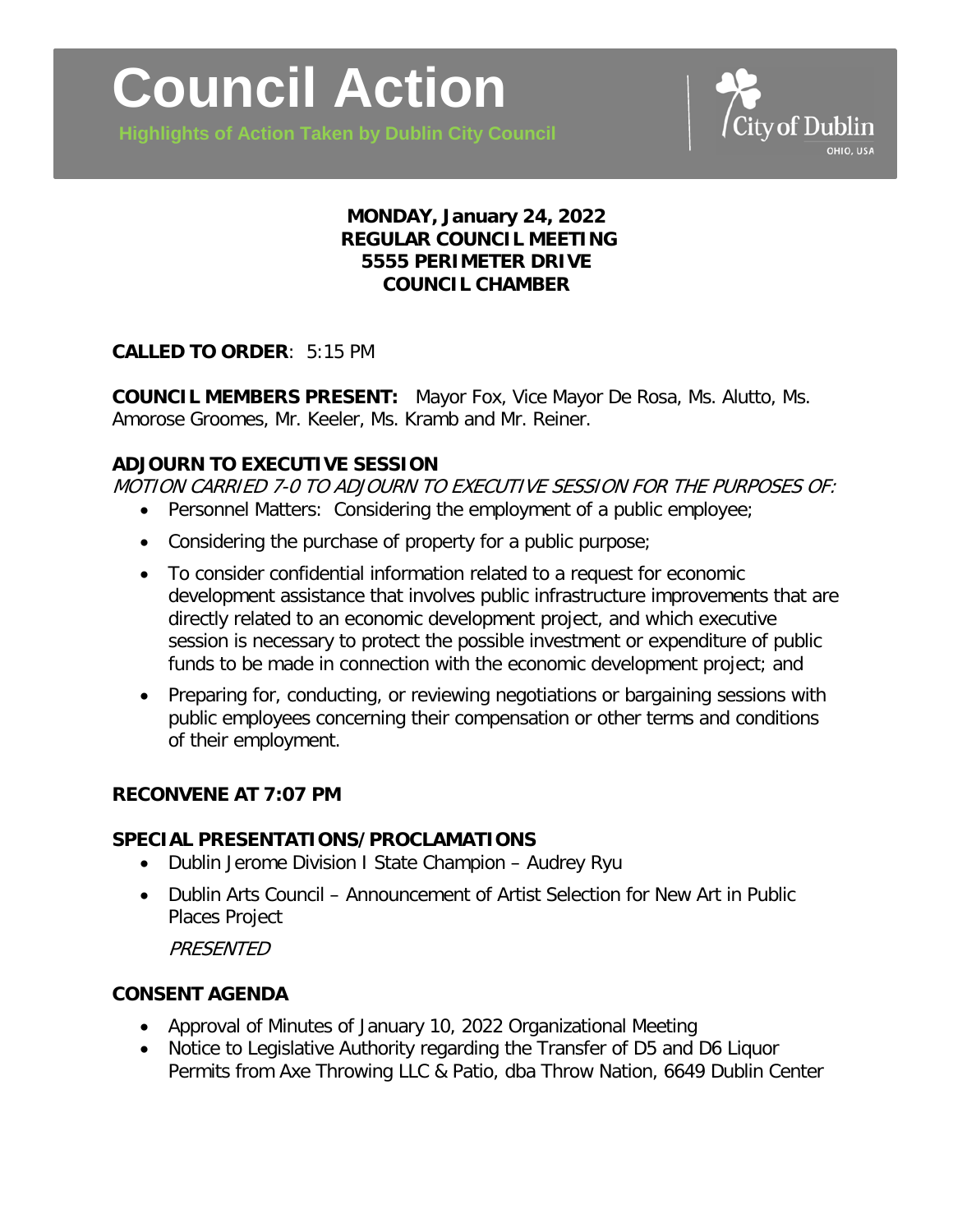# Council Action

**Highlights of Action Taken by Dublin City Council**

City of Dublin
OHIO, USA

**MONDAY, January 24, 2022**
**REGULAR COUNCIL MEETING**
**5555 PERIMETER DRIVE**
**COUNCIL CHAMBER**

**CALLED TO ORDER**: 5:15 PM

**COUNCIL MEMBERS PRESENT:** Mayor Fox, Vice Mayor De Rosa, Ms. Alutto, Ms. Amorose Groomes, Mr. Keeler, Ms. Kramb and Mr. Reiner.

## ADJOURN TO EXECUTIVE SESSION

*MOTION CARRIED 7-0 TO ADJOURN TO EXECUTIVE SESSION FOR THE PURPOSES OF:*

- Personnel Matters: Considering the employment of a public employee;
- Considering the purchase of property for a public purpose;
- To consider confidential information related to a request for economic development assistance that involves public infrastructure improvements that are directly related to an economic development project, and which executive session is necessary to protect the possible investment or expenditure of public funds to be made in connection with the economic development project; and
- Preparing for, conducting, or reviewing negotiations or bargaining sessions with public employees concerning their compensation or other terms and conditions of their employment.

## RECONVENE AT 7:07 PM

## SPECIAL PRESENTATIONS/PROCLAMATIONS

- Dublin Jerome Division I State Champion – Audrey Ryu
- Dublin Arts Council – Announcement of Artist Selection for New Art in Public Places Project

  *PRESENTED*

## CONSENT AGENDA

- Approval of Minutes of January 10, 2022 Organizational Meeting
- Notice to Legislative Authority regarding the Transfer of D5 and D6 Liquor Permits from Axe Throwing LLC & Patio, dba Throw Nation, 6649 Dublin Center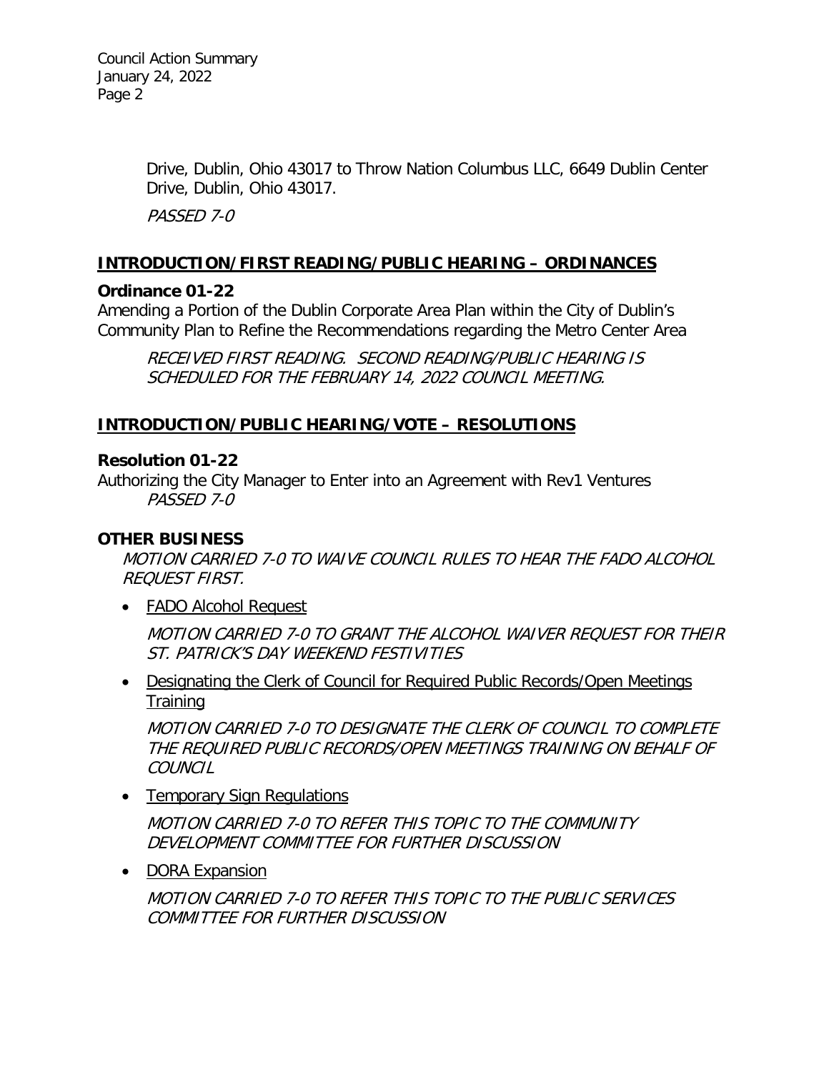Drive, Dublin, Ohio 43017 to Throw Nation Columbus LLC, 6649 Dublin Center Drive, Dublin, Ohio 43017.

*PASSED 7-0*

## INTRODUCTION/FIRST READING/PUBLIC HEARING – ORDINANCES

**Ordinance 01-22**

Amending a Portion of the Dublin Corporate Area Plan within the City of Dublin's Community Plan to Refine the Recommendations regarding the Metro Center Area

*RECEIVED FIRST READING. SECOND READING/PUBLIC HEARING IS SCHEDULED FOR THE FEBRUARY 14, 2022 COUNCIL MEETING.*

## INTRODUCTION/PUBLIC HEARING/VOTE – RESOLUTIONS

**Resolution 01-22**

Authorizing the City Manager to Enter into an Agreement with Rev1 Ventures

*PASSED 7-0*

## OTHER BUSINESS

*MOTION CARRIED 7-0 TO WAIVE COUNCIL RULES TO HEAR THE FADO ALCOHOL REQUEST FIRST.*

- FADO Alcohol Request

  *MOTION CARRIED 7-0 TO GRANT THE ALCOHOL WAIVER REQUEST FOR THEIR ST. PATRICK'S DAY WEEKEND FESTIVITIES*

- Designating the Clerk of Council for Required Public Records/Open Meetings Training

  *MOTION CARRIED 7-0 TO DESIGNATE THE CLERK OF COUNCIL TO COMPLETE THE REQUIRED PUBLIC RECORDS/OPEN MEETINGS TRAINING ON BEHALF OF COUNCIL*

- Temporary Sign Regulations

  *MOTION CARRIED 7-0 TO REFER THIS TOPIC TO THE COMMUNITY DEVELOPMENT COMMITTEE FOR FURTHER DISCUSSION*

- DORA Expansion

  *MOTION CARRIED 7-0 TO REFER THIS TOPIC TO THE PUBLIC SERVICES COMMITTEE FOR FURTHER DISCUSSION*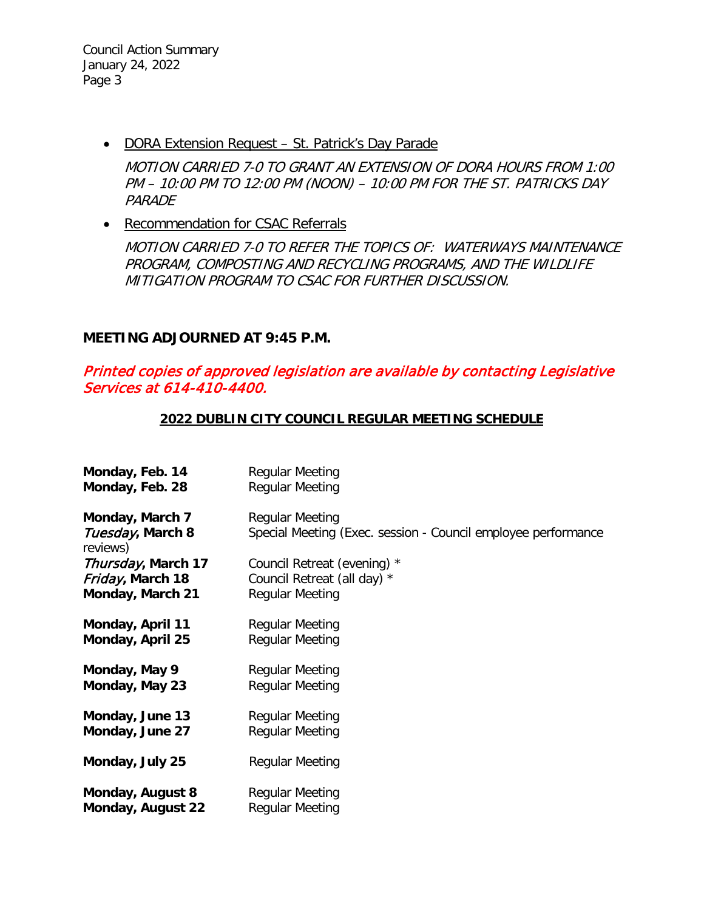- <u>DORA Extension Request – St. Patrick's Day Parade</u>

  *MOTION CARRIED 7-0 TO GRANT AN EXTENSION OF DORA HOURS FROM 1:00 PM – 10:00 PM TO 12:00 PM (NOON) – 10:00 PM FOR THE ST. PATRICKS DAY PARADE*

- <u>Recommendation for CSAC Referrals</u>

  *MOTION CARRIED 7-0 TO REFER THE TOPICS OF: WATERWAYS MAINTENANCE PROGRAM, COMPOSTING AND RECYCLING PROGRAMS, AND THE WILDLIFE MITIGATION PROGRAM TO CSAC FOR FURTHER DISCUSSION.*

**MEETING ADJOURNED AT 9:45 P.M.**

*Printed copies of approved legislation are available by contacting Legislative Services at 614-410-4400.*

**<u>2022 DUBLIN CITY COUNCIL REGULAR MEETING SCHEDULE</u>**

| | |
|---|---|
| **Monday, Feb. 14** | Regular Meeting |
| **Monday, Feb. 28** | Regular Meeting |
| **Monday, March 7** | Regular Meeting |
| ***Tuesday*, March 8** | Special Meeting (Exec. session - Council employee performance reviews) |
| ***Thursday*, March 17** | Council Retreat (evening) * |
| ***Friday*, March 18** | Council Retreat (all day) * |
| **Monday, March 21** | Regular Meeting |
| **Monday, April 11** | Regular Meeting |
| **Monday, April 25** | Regular Meeting |
| **Monday, May 9** | Regular Meeting |
| **Monday, May 23** | Regular Meeting |
| **Monday, June 13** | Regular Meeting |
| **Monday, June 27** | Regular Meeting |
| **Monday, July 25** | Regular Meeting |
| **Monday, August 8** | Regular Meeting |
| **Monday, August 22** | Regular Meeting |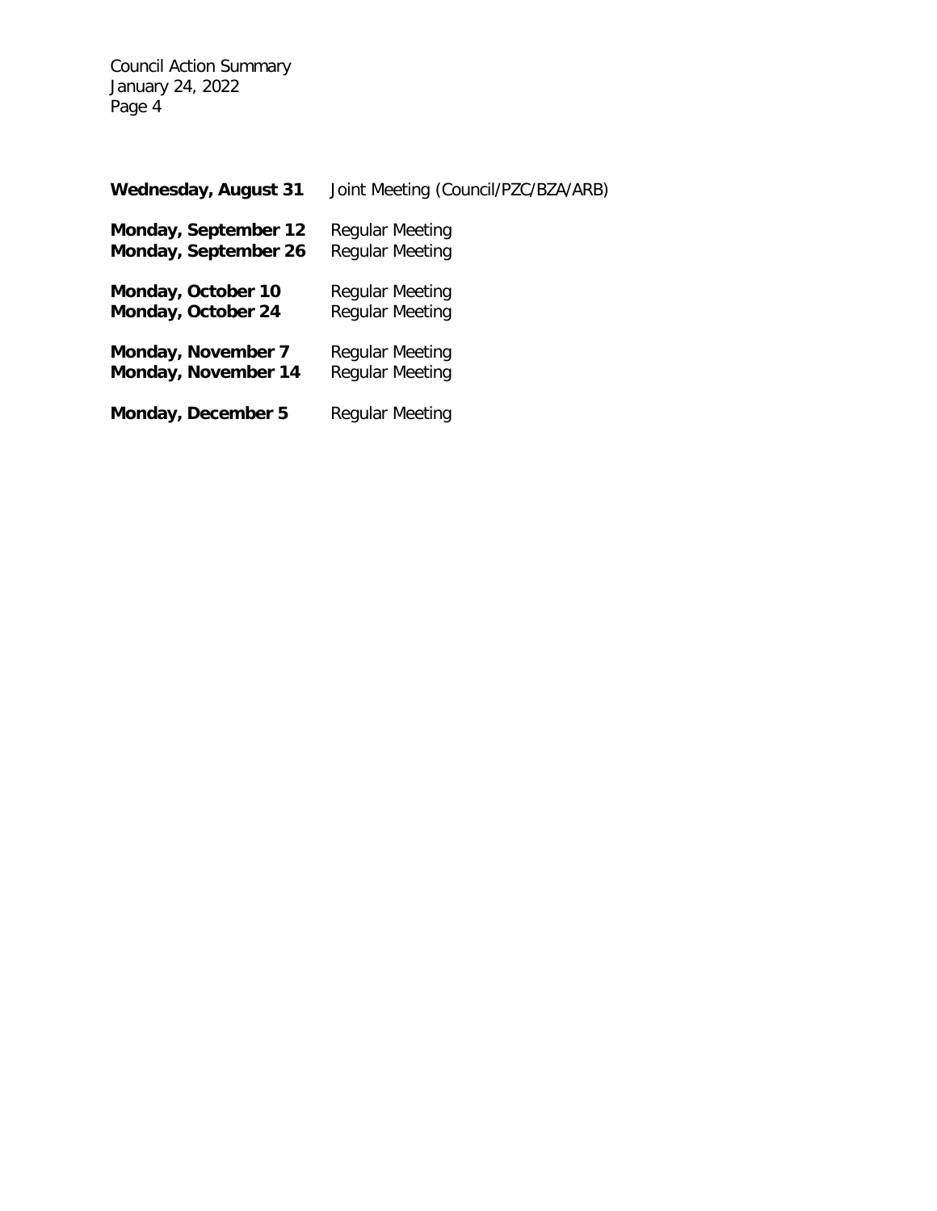| | |
|---|---|
| **Wednesday, August 31** | Joint Meeting (Council/PZC/BZA/ARB) |
| **Monday, September 12** | Regular Meeting |
| **Monday, September 26** | Regular Meeting |
| **Monday, October 10** | Regular Meeting |
| **Monday, October 24** | Regular Meeting |
| **Monday, November 7** | Regular Meeting |
| **Monday, November 14** | Regular Meeting |
| **Monday, December 5** | Regular Meeting |